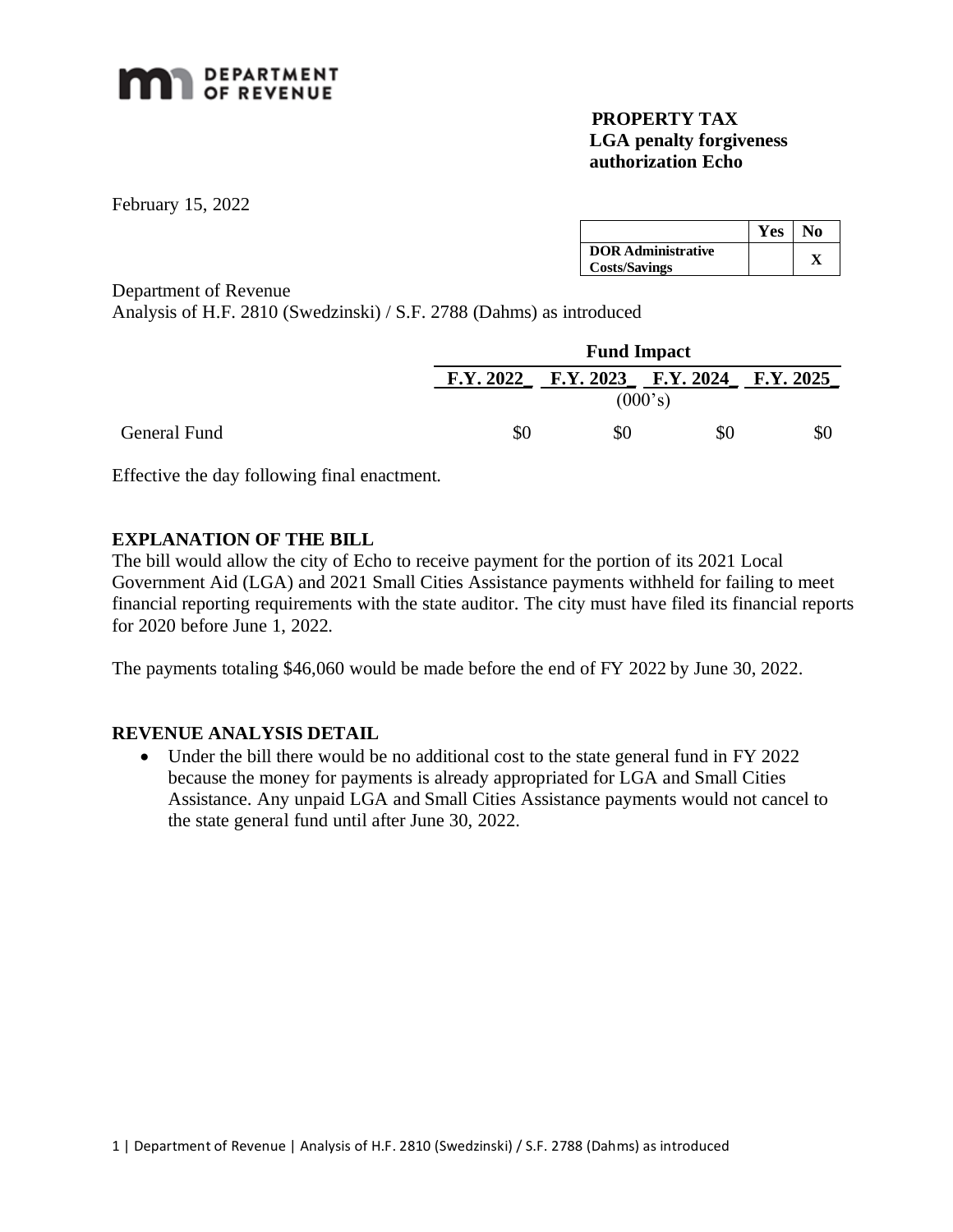DEPARTMENT OF REVENUE

**PROPERTY TAX**
**LGA penalty forgiveness authorization Echo**

February 15, 2022

| | Yes | No |
|---|---|---|
| **DOR Administrative Costs/Savings** | | **X** |

Department of Revenue
Analysis of H.F. 2810 (Swedzinski) / S.F. 2788 (Dahms) as introduced

| | Fund Impact | | | |
|---|---|---|---|---|
| | **F.Y. 2022** | **F.Y. 2023** | **F.Y. 2024** | **F.Y. 2025** |
| | (000's) | | | |
| General Fund | $0 | $0 | $0 | $0 |

Effective the day following final enactment.

## EXPLANATION OF THE BILL

The bill would allow the city of Echo to receive payment for the portion of its 2021 Local Government Aid (LGA) and 2021 Small Cities Assistance payments withheld for failing to meet financial reporting requirements with the state auditor. The city must have filed its financial reports for 2020 before June 1, 2022.

The payments totaling $46,060 would be made before the end of FY 2022 by June 30, 2022.

## REVENUE ANALYSIS DETAIL

- Under the bill there would be no additional cost to the state general fund in FY 2022 because the money for payments is already appropriated for LGA and Small Cities Assistance. Any unpaid LGA and Small Cities Assistance payments would not cancel to the state general fund until after June 30, 2022.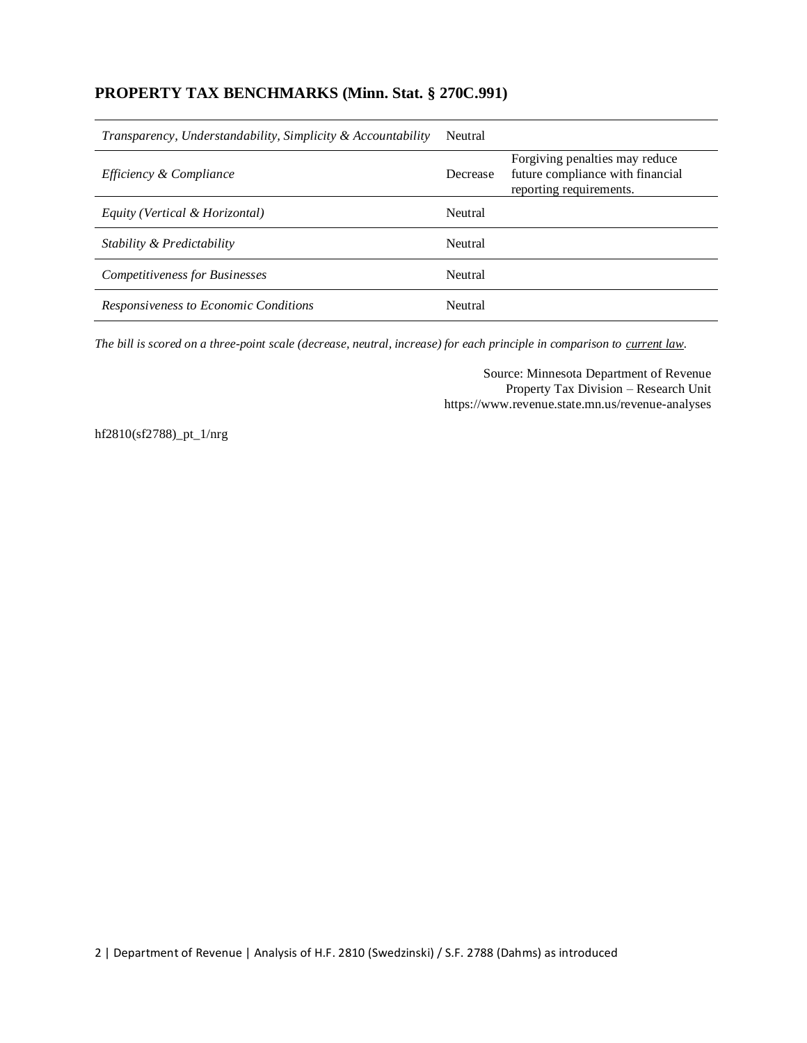## PROPERTY TAX BENCHMARKS (Minn. Stat. § 270C.991)

| | | |
|---|---|---|
| *Transparency, Understandability, Simplicity & Accountability* | Neutral | |
| *Efficiency & Compliance* | Decrease | Forgiving penalties may reduce future compliance with financial reporting requirements. |
| *Equity (Vertical & Horizontal)* | Neutral | |
| *Stability & Predictability* | Neutral | |
| *Competitiveness for Businesses* | Neutral | |
| *Responsiveness to Economic Conditions* | Neutral | |

*The bill is scored on a three-point scale (decrease, neutral, increase) for each principle in comparison to current law.*

Source: Minnesota Department of Revenue
Property Tax Division – Research Unit
https://www.revenue.state.mn.us/revenue-analyses

hf2810(sf2788)_pt_1/nrg